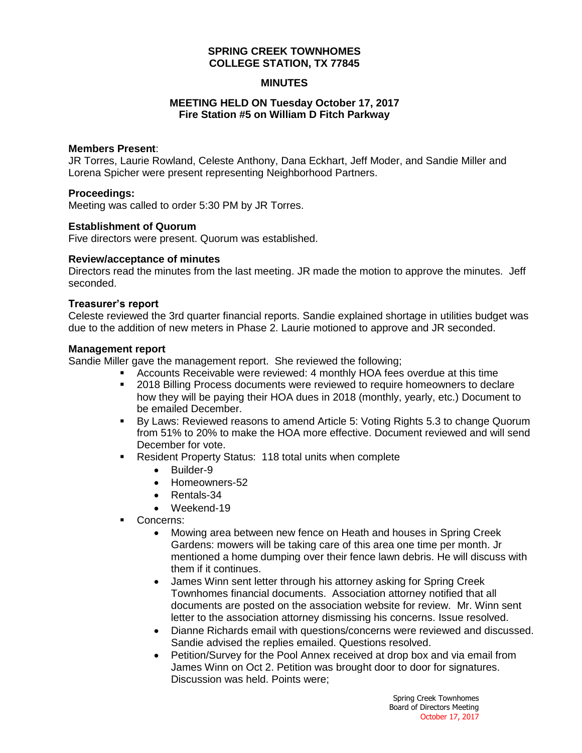**SPRING CREEK TOWNHOMES**
**COLLEGE STATION, TX 77845**

**MINUTES**

**MEETING HELD ON Tuesday October 17, 2017**
**Fire Station #5 on William D Fitch Parkway**

**Members Present**:
JR Torres, Laurie Rowland, Celeste Anthony, Dana Eckhart, Jeff Moder, and Sandie Miller and Lorena Spicher were present representing Neighborhood Partners.

**Proceedings:**
Meeting was called to order 5:30 PM by JR Torres.

**Establishment of Quorum**
Five directors were present. Quorum was established.

**Review/acceptance of minutes**
Directors read the minutes from the last meeting. JR made the motion to approve the minutes. Jeff seconded.

**Treasurer's report**
Celeste reviewed the 3rd quarter financial reports. Sandie explained shortage in utilities budget was due to the addition of new meters in Phase 2. Laurie motioned to approve and JR seconded.

**Management report**
Sandie Miller gave the management report. She reviewed the following;

- Accounts Receivable were reviewed: 4 monthly HOA fees overdue at this time
- 2018 Billing Process documents were reviewed to require homeowners to declare how they will be paying their HOA dues in 2018 (monthly, yearly, etc.) Document to be emailed December.
- By Laws: Reviewed reasons to amend Article 5: Voting Rights 5.3 to change Quorum from 51% to 20% to make the HOA more effective. Document reviewed and will send December for vote.
- Resident Property Status: 118 total units when complete
  - Builder-9
  - Homeowners-52
  - Rentals-34
  - Weekend-19
- Concerns:
  - Mowing area between new fence on Heath and houses in Spring Creek Gardens: mowers will be taking care of this area one time per month. Jr mentioned a home dumping over their fence lawn debris. He will discuss with them if it continues.
  - James Winn sent letter through his attorney asking for Spring Creek Townhomes financial documents. Association attorney notified that all documents are posted on the association website for review. Mr. Winn sent letter to the association attorney dismissing his concerns. Issue resolved.
  - Dianne Richards email with questions/concerns were reviewed and discussed. Sandie advised the replies emailed. Questions resolved.
  - Petition/Survey for the Pool Annex received at drop box and via email from James Winn on Oct 2. Petition was brought door to door for signatures. Discussion was held. Points were;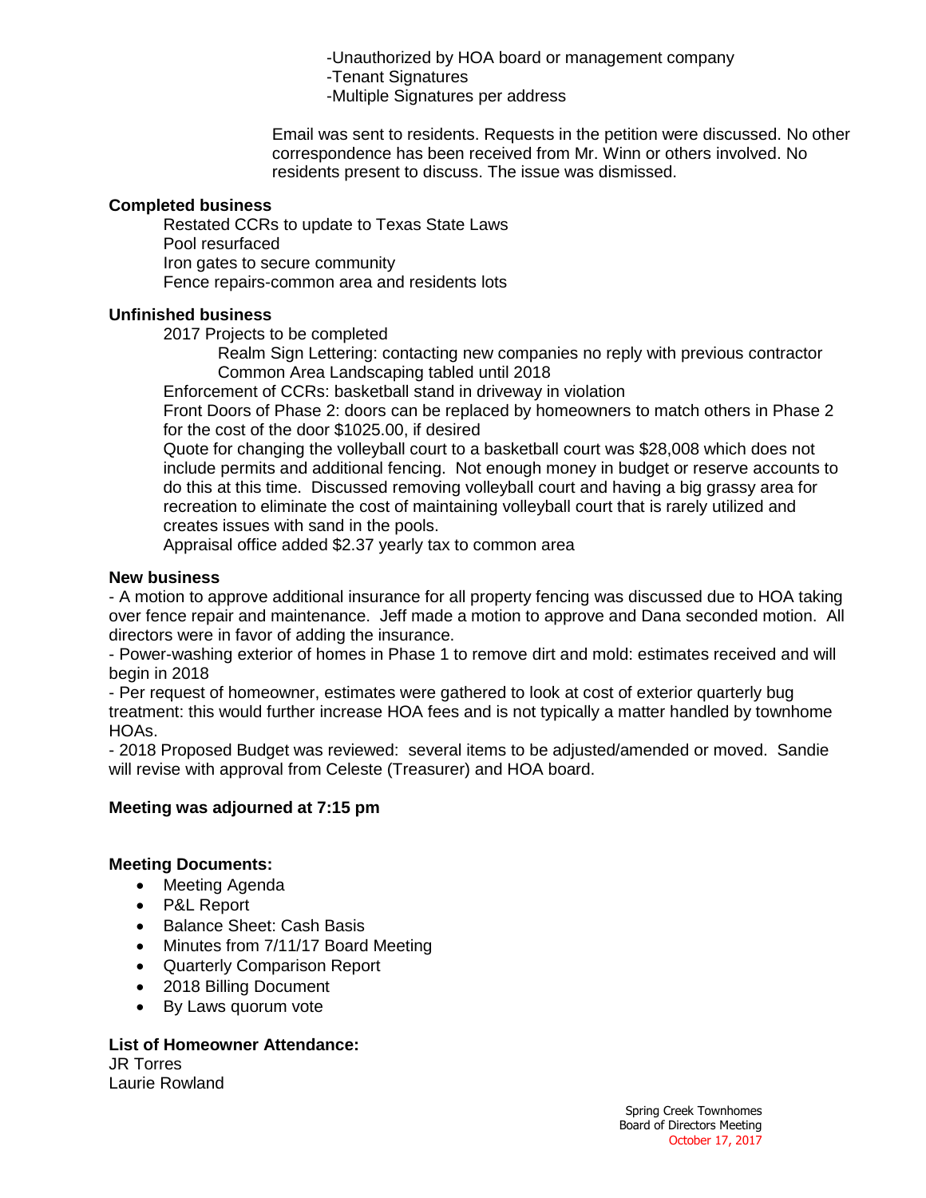-Unauthorized by HOA board or management company
-Tenant Signatures
-Multiple Signatures per address

Email was sent to residents. Requests in the petition were discussed. No other correspondence has been received from Mr. Winn or others involved. No residents present to discuss. The issue was dismissed.

**Completed business**

Restated CCRs to update to Texas State Laws
Pool resurfaced
Iron gates to secure community
Fence repairs-common area and residents lots

**Unfinished business**

2017 Projects to be completed

Realm Sign Lettering: contacting new companies no reply with previous contractor
Common Area Landscaping tabled until 2018

Enforcement of CCRs: basketball stand in driveway in violation

Front Doors of Phase 2: doors can be replaced by homeowners to match others in Phase 2 for the cost of the door $1025.00, if desired

Quote for changing the volleyball court to a basketball court was $28,008 which does not include permits and additional fencing. Not enough money in budget or reserve accounts to do this at this time. Discussed removing volleyball court and having a big grassy area for recreation to eliminate the cost of maintaining volleyball court that is rarely utilized and creates issues with sand in the pools.

Appraisal office added $2.37 yearly tax to common area

**New business**

- A motion to approve additional insurance for all property fencing was discussed due to HOA taking over fence repair and maintenance. Jeff made a motion to approve and Dana seconded motion. All directors were in favor of adding the insurance.
- Power-washing exterior of homes in Phase 1 to remove dirt and mold: estimates received and will begin in 2018
- Per request of homeowner, estimates were gathered to look at cost of exterior quarterly bug treatment: this would further increase HOA fees and is not typically a matter handled by townhome HOAs.
- 2018 Proposed Budget was reviewed: several items to be adjusted/amended or moved. Sandie will revise with approval from Celeste (Treasurer) and HOA board.

**Meeting was adjourned at 7:15 pm**

**Meeting Documents:**

- Meeting Agenda
- P&L Report
- Balance Sheet: Cash Basis
- Minutes from 7/11/17 Board Meeting
- Quarterly Comparison Report
- 2018 Billing Document
- By Laws quorum vote

**List of Homeowner Attendance:**

JR Torres
Laurie Rowland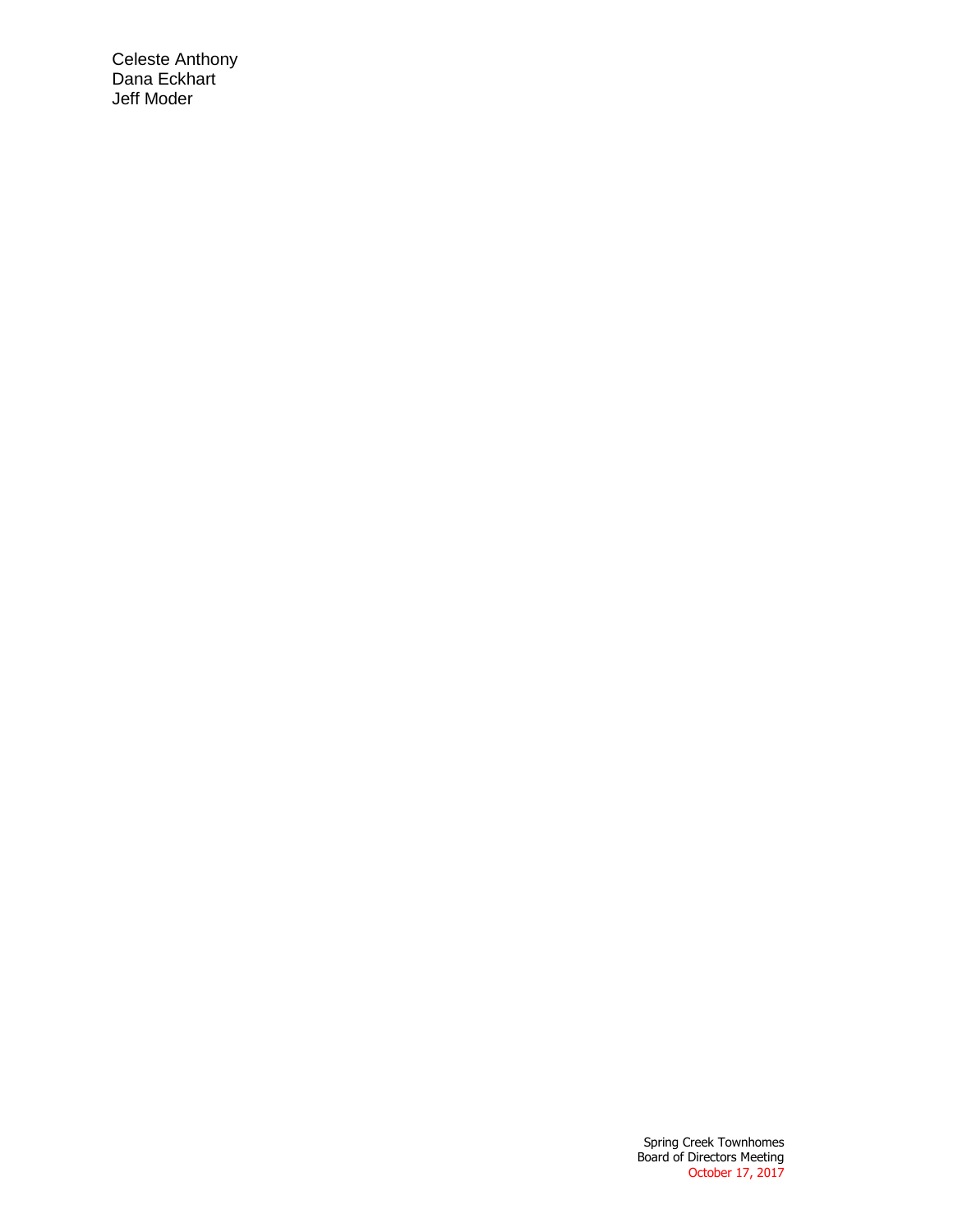Celeste Anthony
Dana Eckhart
Jeff Moder